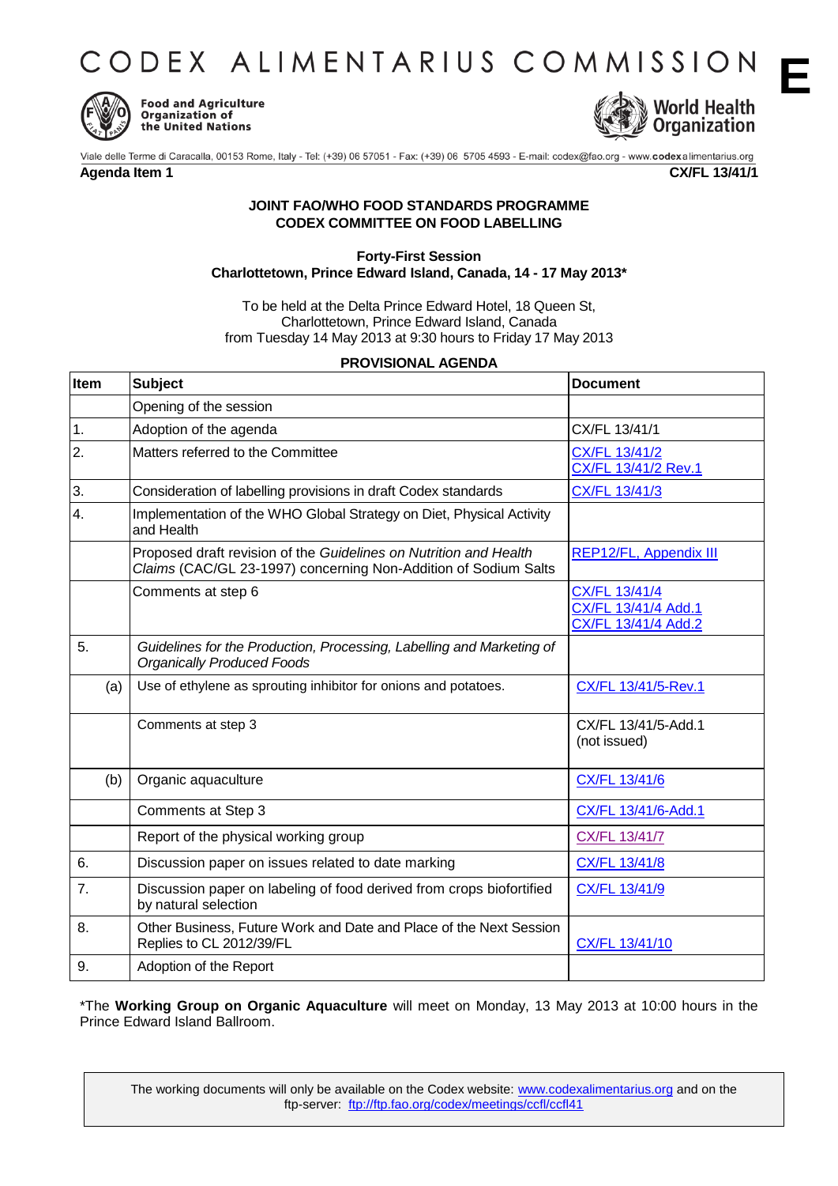# CODEX ALIMENTARIUS COMMISSION

**E**

Food and Agriculture Organization of the United Nations

World Health Organization

Viale delle Terme di Caracalla, 00153 Rome, Italy - Tel: (+39) 06 57051 - Fax: (+39) 06 5705 4593 - E-mail: codex@fao.org - www.codexalimentarius.org

**Agenda Item 1** **CX/FL 13/41/1**

**JOINT FAO/WHO FOOD STANDARDS PROGRAMME**
**CODEX COMMITTEE ON FOOD LABELLING**

**Forty-First Session**
**Charlottetown, Prince Edward Island, Canada, 14 - 17 May 2013***

To be held at the Delta Prince Edward Hotel, 18 Queen St,
Charlottetown, Prince Edward Island, Canada
from Tuesday 14 May 2013 at 9:30 hours to Friday 17 May 2013

**PROVISIONAL AGENDA**

| Item | Subject | Document |
|---|---|---|
| | Opening of the session | |
| 1. | Adoption of the agenda | CX/FL 13/41/1 |
| 2. | Matters referred to the Committee | CX/FL 13/41/2<br>CX/FL 13/41/2 Rev.1 |
| 3. | Consideration of labelling provisions in draft Codex standards | CX/FL 13/41/3 |
| 4. | Implementation of the WHO Global Strategy on Diet, Physical Activity and Health | |
| | Proposed draft revision of the *Guidelines on Nutrition and Health Claims* (CAC/GL 23-1997) concerning Non-Addition of Sodium Salts | REP12/FL, Appendix III |
| | Comments at step 6 | CX/FL 13/41/4<br>CX/FL 13/41/4 Add.1<br>CX/FL 13/41/4 Add.2 |
| 5. | *Guidelines for the Production, Processing, Labelling and Marketing of Organically Produced Foods* | |
| (a) | Use of ethylene as sprouting inhibitor for onions and potatoes. | CX/FL 13/41/5-Rev.1 |
| | Comments at step 3 | CX/FL 13/41/5-Add.1 (not issued) |
| (b) | Organic aquaculture | CX/FL 13/41/6 |
| | Comments at Step 3 | CX/FL 13/41/6-Add.1 |
| | Report of the physical working group | CX/FL 13/41/7 |
| 6. | Discussion paper on issues related to date marking | CX/FL 13/41/8 |
| 7. | Discussion paper on labeling of food derived from crops biofortified by natural selection | CX/FL 13/41/9 |
| 8. | Other Business, Future Work and Date and Place of the Next Session<br>Replies to CL 2012/39/FL | CX/FL 13/41/10 |
| 9. | Adoption of the Report | |

*The **Working Group on Organic Aquaculture** will meet on Monday, 13 May 2013 at 10:00 hours in the Prince Edward Island Ballroom.

The working documents will only be available on the Codex website: www.codexalimentarius.org and on the ftp-server: ftp://ftp.fao.org/codex/meetings/ccfl/ccfl41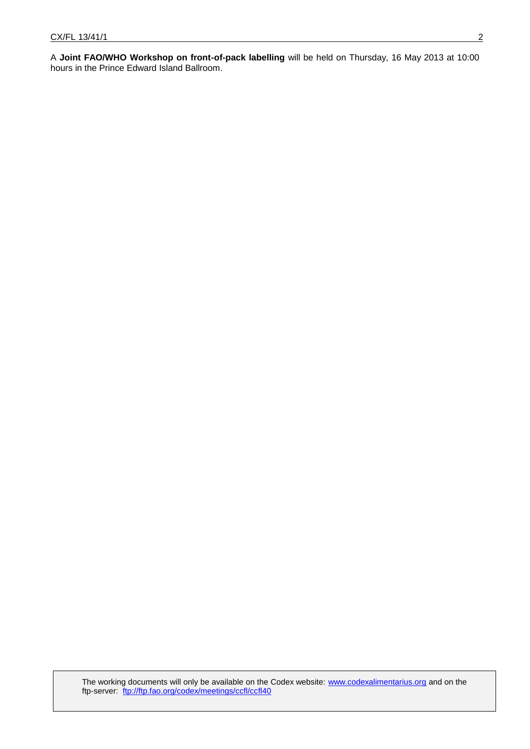A **Joint FAO/WHO Workshop on front-of-pack labelling** will be held on Thursday, 16 May 2013 at 10:00 hours in the Prince Edward Island Ballroom.

The working documents will only be available on the Codex website: [www.codexalimentarius.org](http://www.codexalimentarius.org) and on the ftp-server: [ftp://ftp.fao.org/codex/meetings/ccfl/ccfl40](ftp://ftp.fao.org/codex/meetings/ccfl/ccfl40)